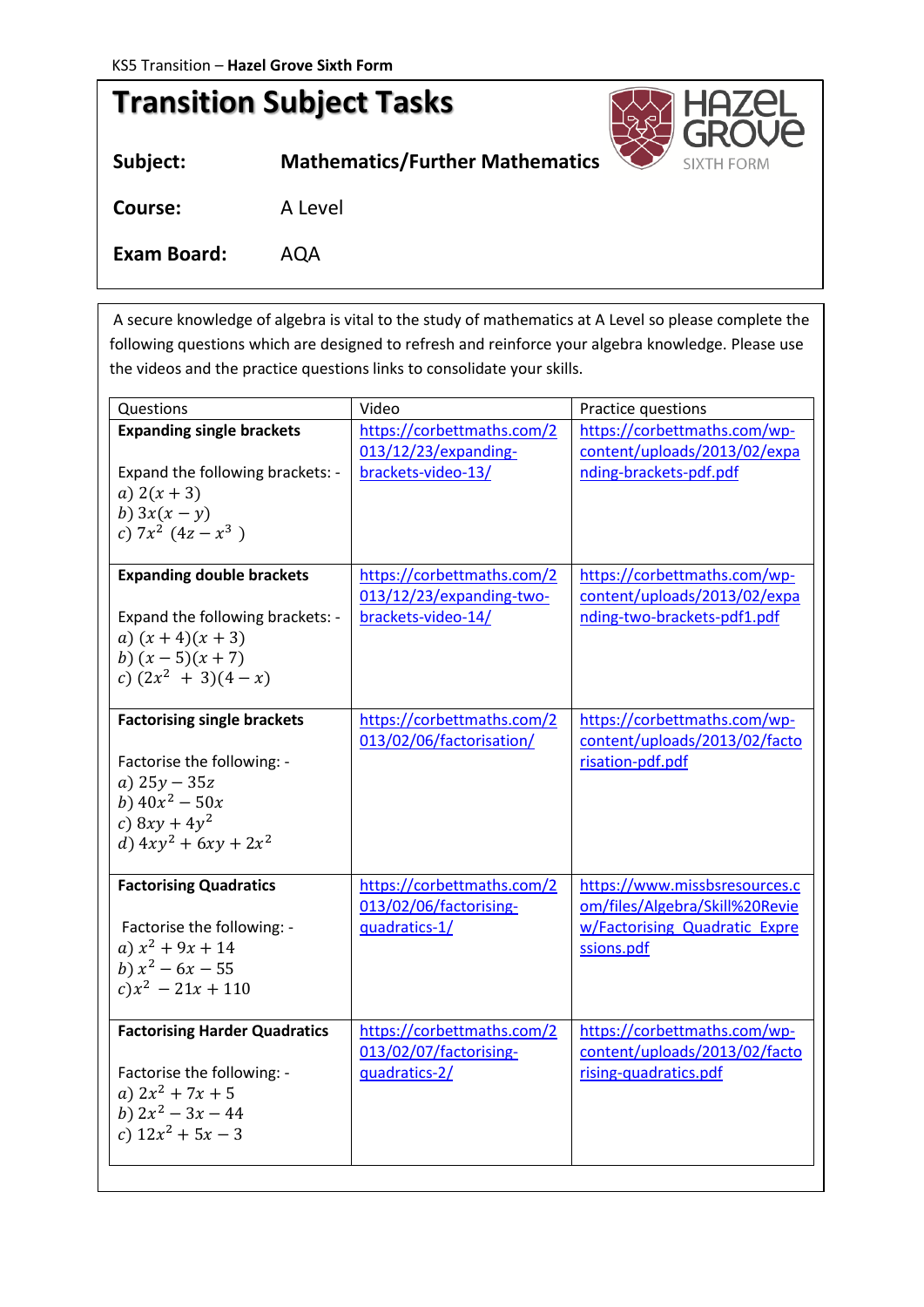KS5 Transition – **Hazel Grove Sixth Form**

# Transition Subject Tasks

**Subject:** Mathematics/Further Mathematics

**Course:** A Level

**Exam Board:** AQA

A secure knowledge of algebra is vital to the study of mathematics at A Level so please complete the following questions which are designed to refresh and reinforce your algebra knowledge. Please use the videos and the practice questions links to consolidate your skills.

| Questions | Video | Practice questions |
|---|---|---|
| **Expanding single brackets**<br><br>Expand the following brackets: -<br>$a)$ $2(x+3)$<br>$b)$ $3x(x-y)$<br>$c)$ $7x^2\ (4z - x^3\ )$ | https://corbettmaths.com/2013/12/23/expanding-brackets-video-13/ | https://corbettmaths.com/wp-content/uploads/2013/02/expanding-brackets-pdf.pdf |
| **Expanding double brackets**<br><br>Expand the following brackets: -<br>$a)$ $(x+4)(x+3)$<br>$b)$ $(x-5)(x+7)$<br>$c)$ $(2x^2\ +3)(4-x)$ | https://corbettmaths.com/2013/12/23/expanding-two-brackets-video-14/ | https://corbettmaths.com/wp-content/uploads/2013/02/expanding-two-brackets-pdf1.pdf |
| **Factorising single brackets**<br><br>Factorise the following: -<br>$a)$ $25y - 35z$<br>$b)$ $40x^2 - 50x$<br>$c)$ $8xy + 4y^2$<br>$d)$ $4xy^2 + 6xy + 2x^2$ | https://corbettmaths.com/2013/02/06/factorisation/ | https://corbettmaths.com/wp-content/uploads/2013/02/factorisation-pdf.pdf |
| **Factorising Quadratics**<br><br>Factorise the following: -<br>$a)$ $x^2 + 9x + 14$<br>$b)$ $x^2 - 6x - 55$<br>$c)$ $x^2\ - 21x + 110$ | https://corbettmaths.com/2013/02/06/factorising-quadratics-1/ | https://www.missbsresources.com/files/Algebra/Skill%20Review/Factorising_Quadratic_Expressions.pdf |
| **Factorising Harder Quadratics**<br><br>Factorise the following: -<br>$a)$ $2x^2 + 7x + 5$<br>$b)$ $2x^2 - 3x - 44$<br>$c)$ $12x^2 + 5x - 3$ | https://corbettmaths.com/2013/02/07/factorising-quadratics-2/ | https://corbettmaths.com/wp-content/uploads/2013/02/factorising-quadratics.pdf |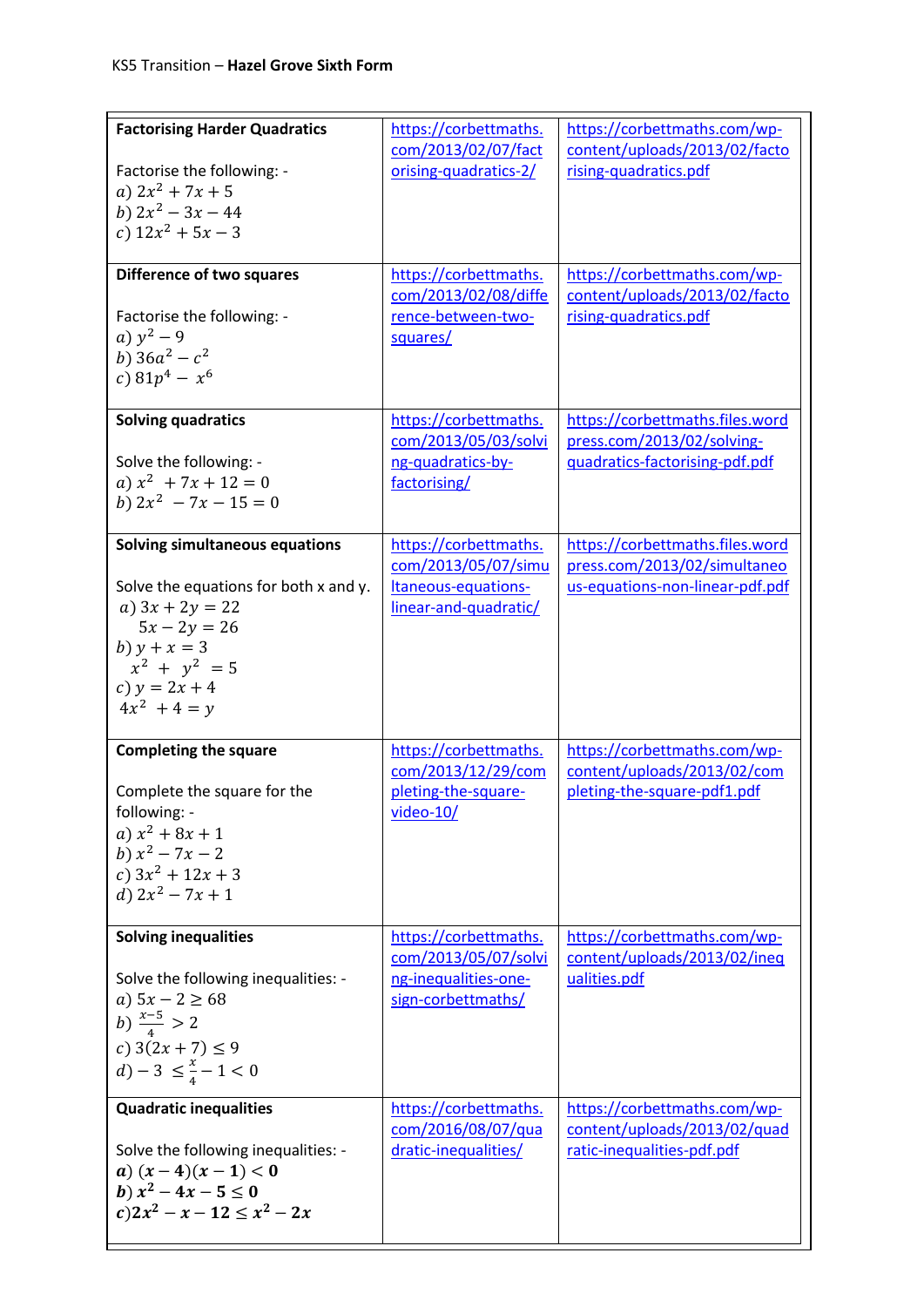| | | |
|---|---|---|
| **Factorising Harder Quadratics**<br><br>Factorise the following: -<br>$a)\ 2x^2 + 7x + 5$<br>$b)\ 2x^2 - 3x - 44$<br>$c)\ 12x^2 + 5x - 3$ | https://corbettmaths.com/2013/02/07/factorising-quadratics-2/ | https://corbettmaths.com/wp-content/uploads/2013/02/factorising-quadratics.pdf |
| **Difference of two squares**<br><br>Factorise the following: -<br>$a)\ y^2 - 9$<br>$b)\ 36a^2 - c^2$<br>$c)\ 81p^4 - x^6$ | https://corbettmaths.com/2013/02/08/difference-between-two-squares/ | https://corbettmaths.com/wp-content/uploads/2013/02/factorising-quadratics.pdf |
| **Solving quadratics**<br><br>Solve the following: -<br>$a)\ x^2 + 7x + 12 = 0$<br>$b)\ 2x^2 - 7x - 15 = 0$ | https://corbettmaths.com/2013/05/03/solving-quadratics-by-factorising/ | https://corbettmaths.files.wordpress.com/2013/02/solving-quadratics-factorising-pdf.pdf |
| **Solving simultaneous equations**<br><br>Solve the equations for both x and y.<br>$a)\ 3x + 2y = 22$<br>$5x - 2y = 26$<br>$b)\ y + x = 3$<br>$x^2 + y^2 = 5$<br>$c)\ y = 2x + 4$<br>$4x^2 + 4 = y$ | https://corbettmaths.com/2013/05/07/simultaneous-equations-linear-and-quadratic/ | https://corbettmaths.files.wordpress.com/2013/02/simultaneous-equations-non-linear-pdf.pdf |
| **Completing the square**<br><br>Complete the square for the following: -<br>$a)\ x^2 + 8x + 1$<br>$b)\ x^2 - 7x - 2$<br>$c)\ 3x^2 + 12x + 3$<br>$d)\ 2x^2 - 7x + 1$ | https://corbettmaths.com/2013/12/29/completing-the-square-video-10/ | https://corbettmaths.com/wp-content/uploads/2013/02/completing-the-square-pdf1.pdf |
| **Solving inequalities**<br><br>Solve the following inequalities: -<br>$a)\ 5x - 2 \geq 68$<br>$b)\ \frac{x-5}{4} > 2$<br>$c)\ 3(2x + 7) \leq 9$<br>$d) - 3 \leq \frac{x}{4} - 1 < 0$ | https://corbettmaths.com/2013/05/07/solving-inequalities-one-sign-corbettmaths/ | https://corbettmaths.com/wp-content/uploads/2013/02/inequalities.pdf |
| **Quadratic inequalities**<br><br>Solve the following inequalities: -<br>$\boldsymbol{a})\ (\boldsymbol{x} - \mathbf{4})(\boldsymbol{x} - \mathbf{1}) < \mathbf{0}$<br>$\boldsymbol{b})\ \boldsymbol{x}^2 - \mathbf{4}\boldsymbol{x} - \mathbf{5} \leq \mathbf{0}$<br>$\boldsymbol{c})\mathbf{2}\boldsymbol{x}^2 - \boldsymbol{x} - \mathbf{12} \leq \boldsymbol{x}^2 - \mathbf{2}\boldsymbol{x}$ | https://corbettmaths.com/2016/08/07/quadratic-inequalities/ | https://corbettmaths.com/wp-content/uploads/2013/02/quadratic-inequalities-pdf.pdf |